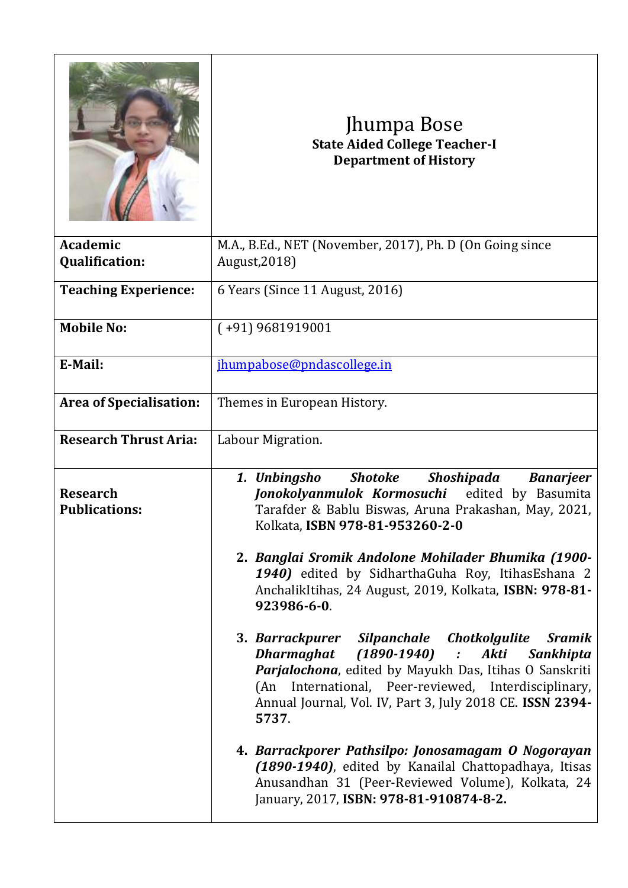| | Jhumpa Bose<br>**State Aided College Teacher-I**<br>**Department of History** |
|---|---|
| **Academic Qualification:** | M.A., B.Ed., NET (November, 2017), Ph. D (On Going since August,2018) |
| **Teaching Experience:** | 6 Years (Since 11 August, 2016) |
| **Mobile No:** | ( +91) 9681919001 |
| **E-Mail:** | jhumpabose@pndascollege.in |
| **Area of Specialisation:** | Themes in European History. |
| **Research Thrust Aria:** | Labour Migration. |
| **Research Publications:** | 1. ***Unbingsho Shotoke Shoshipada Banarjeer Jonokolyanmulok Kormosuchi*** edited by Basumita Tarafder & Bablu Biswas, Aruna Prakashan, May, 2021, Kolkata, **ISBN 978-81-953260-2-0**<br><br>2. ***Banglai Sromik Andolone Mohilader Bhumika (1900-1940)*** edited by SidharthaGuha Roy, ItihasEshana 2 AnchalikItihas, 24 August, 2019, Kolkata, **ISBN: 978-81-923986-6-0**.<br><br>3. ***Barrackpurer Silpanchale Chotkolgulite Sramik Dharmaghat (1890-1940) : Akti Sankhipta Parjalochona***, edited by Mayukh Das, Itihas O Sanskriti (An International, Peer-reviewed, Interdisciplinary, Annual Journal, Vol. IV, Part 3, July 2018 CE. **ISSN 2394-5737**.<br><br>4. ***Barrackporer Pathsilpo: Jonosamagam O Nogorayan (1890-1940)***, edited by Kanailal Chattopadhaya, Itisas Anusandhan 31 (Peer-Reviewed Volume), Kolkata, 24 January, 2017, **ISBN: 978-81-910874-8-2.** |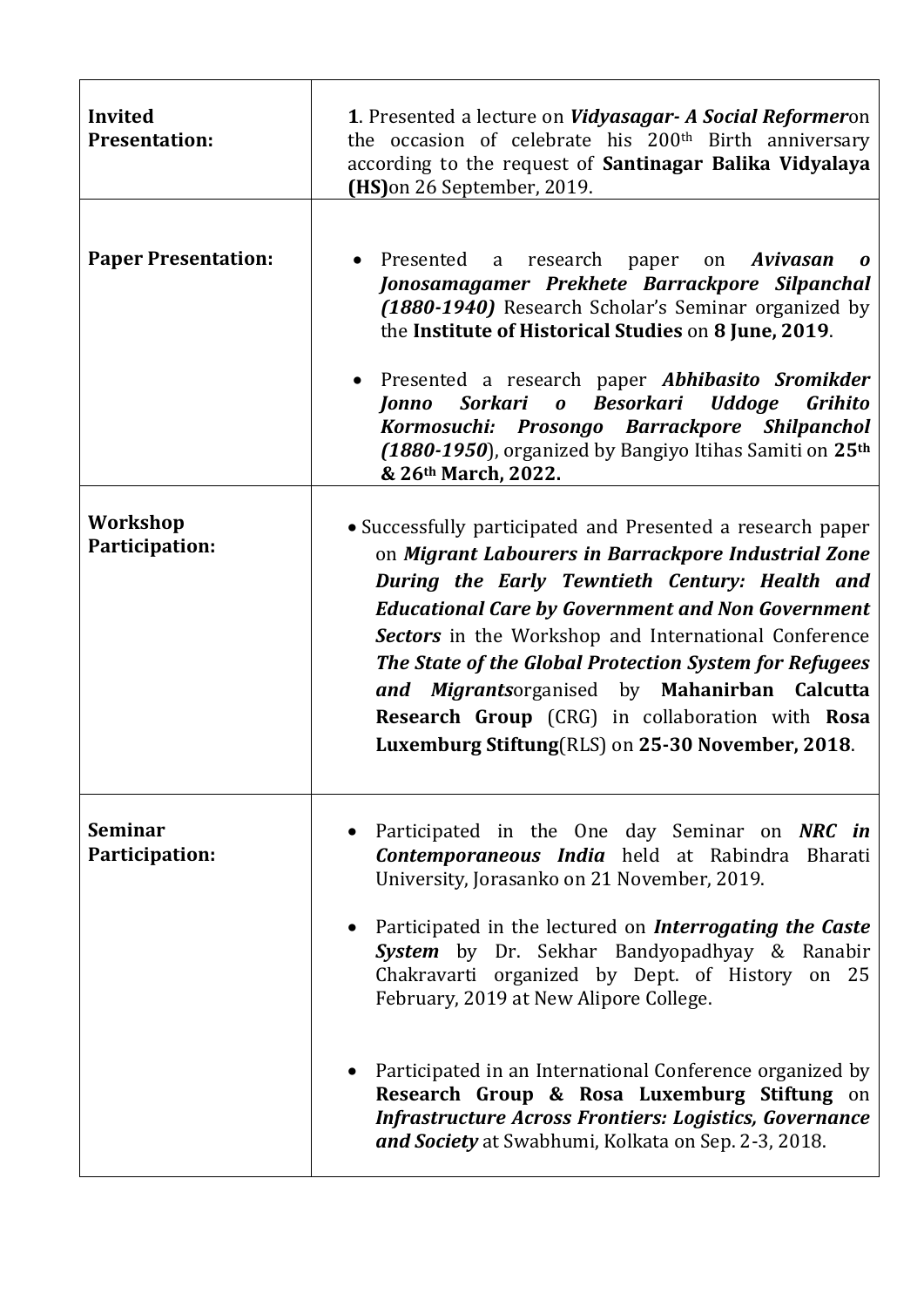| | |
|---|---|
| **Invited Presentation:** | **1**. Presented a lecture on ***Vidyasagar- A Social Reformer***on the occasion of celebrate his 200th Birth anniversary according to the request of **Santinagar Balika Vidyalaya (HS)**on 26 September, 2019. |
| **Paper Presentation:** | • Presented a research paper on ***Avivasan o Jonosamagamer Prekhete Barrackpore Silpanchal (1880-1940)*** Research Scholar's Seminar organized by the **Institute of Historical Studies** on **8 June, 2019**.<br><br>• Presented a research paper ***Abhibasito Sromikder Jonno Sorkari o Besorkari Uddoge Grihito Kormosuchi: Prosongo Barrackpore Shilpanchol (1880-1950***), organized by Bangiyo Itihas Samiti on **25th & 26th March, 2022.** |
| **Workshop Participation:** | • Successfully participated and Presented a research paper on ***Migrant Labourers in Barrackpore Industrial Zone During the Early Tewntieth Century: Health and Educational Care by Government and Non Government Sectors*** in the Workshop and International Conference ***The State of the Global Protection System for Refugees and Migrants***organised by **Mahanirban Calcutta Research Group** (CRG) in collaboration with **Rosa Luxemburg Stiftung**(RLS) on **25-30 November, 2018**. |
| **Seminar Participation:** | • Participated in the One day Seminar on ***NRC in Contemporaneous India*** held at Rabindra Bharati University, Jorasanko on 21 November, 2019.<br><br>• Participated in the lectured on ***Interrogating the Caste System*** by Dr. Sekhar Bandyopadhyay & Ranabir Chakravarti organized by Dept. of History on 25 February, 2019 at New Alipore College.<br><br>• Participated in an International Conference organized by **Research Group & Rosa Luxemburg Stiftung** on ***Infrastructure Across Frontiers: Logistics, Governance and Society*** at Swabhumi, Kolkata on Sep. 2-3, 2018. |